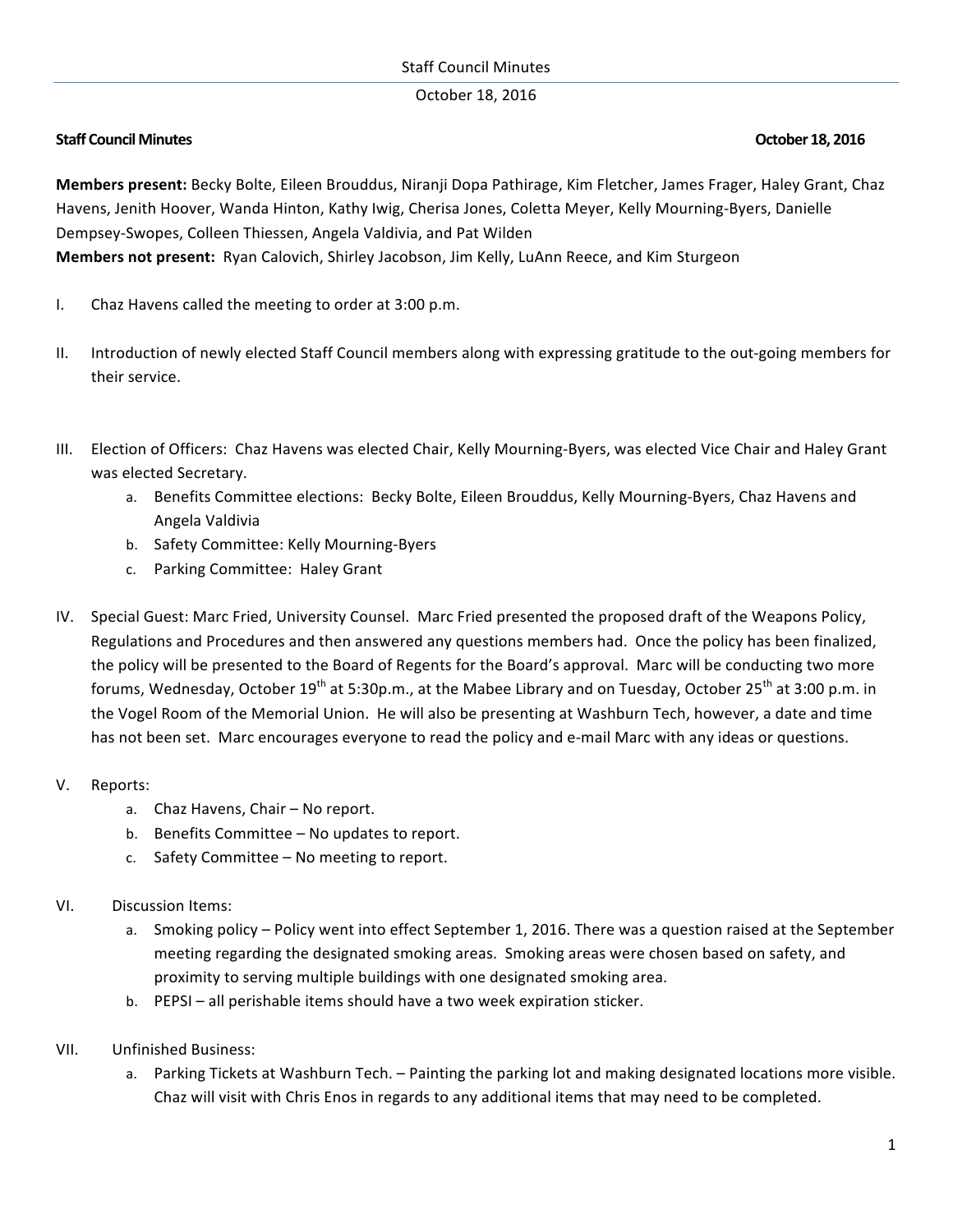**Staff Council Minutes** **October 18, 2016**

**Members present:** Becky Bolte, Eileen Brouddus, Niranji Dopa Pathirage, Kim Fletcher, James Frager, Haley Grant, Chaz Havens, Jenith Hoover, Wanda Hinton, Kathy Iwig, Cherisa Jones, Coletta Meyer, Kelly Mourning-Byers, Danielle Dempsey-Swopes, Colleen Thiessen, Angela Valdivia, and Pat Wilden
**Members not present:** Ryan Calovich, Shirley Jacobson, Jim Kelly, LuAnn Reece, and Kim Sturgeon

I. Chaz Havens called the meeting to order at 3:00 p.m.

II. Introduction of newly elected Staff Council members along with expressing gratitude to the out-going members for their service.

III. Election of Officers: Chaz Havens was elected Chair, Kelly Mourning-Byers, was elected Vice Chair and Haley Grant was elected Secretary.
   a. Benefits Committee elections: Becky Bolte, Eileen Brouddus, Kelly Mourning-Byers, Chaz Havens and Angela Valdivia
   b. Safety Committee: Kelly Mourning-Byers
   c. Parking Committee: Haley Grant

IV. Special Guest: Marc Fried, University Counsel. Marc Fried presented the proposed draft of the Weapons Policy, Regulations and Procedures and then answered any questions members had. Once the policy has been finalized, the policy will be presented to the Board of Regents for the Board's approval. Marc will be conducting two more forums, Wednesday, October 19th at 5:30p.m., at the Mabee Library and on Tuesday, October 25th at 3:00 p.m. in the Vogel Room of the Memorial Union. He will also be presenting at Washburn Tech, however, a date and time has not been set. Marc encourages everyone to read the policy and e-mail Marc with any ideas or questions.

V. Reports:
   a. Chaz Havens, Chair – No report.
   b. Benefits Committee – No updates to report.
   c. Safety Committee – No meeting to report.

VI. Discussion Items:
   a. Smoking policy – Policy went into effect September 1, 2016. There was a question raised at the September meeting regarding the designated smoking areas. Smoking areas were chosen based on safety, and proximity to serving multiple buildings with one designated smoking area.
   b. PEPSI – all perishable items should have a two week expiration sticker.

VII. Unfinished Business:
   a. Parking Tickets at Washburn Tech. – Painting the parking lot and making designated locations more visible. Chaz will visit with Chris Enos in regards to any additional items that may need to be completed.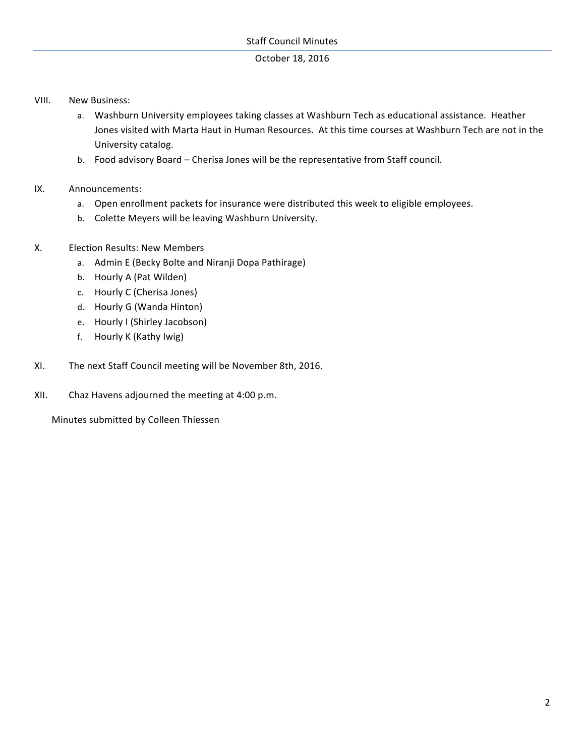VIII. New Business:

a. Washburn University employees taking classes at Washburn Tech as educational assistance. Heather Jones visited with Marta Haut in Human Resources. At this time courses at Washburn Tech are not in the University catalog.
b. Food advisory Board – Cherisa Jones will be the representative from Staff council.

IX. Announcements:

a. Open enrollment packets for insurance were distributed this week to eligible employees.
b. Colette Meyers will be leaving Washburn University.

X. Election Results: New Members

a. Admin E (Becky Bolte and Niranji Dopa Pathirage)
b. Hourly A (Pat Wilden)
c. Hourly C (Cherisa Jones)
d. Hourly G (Wanda Hinton)
e. Hourly I (Shirley Jacobson)
f. Hourly K (Kathy Iwig)

XI. The next Staff Council meeting will be November 8th, 2016.

XII. Chaz Havens adjourned the meeting at 4:00 p.m.

Minutes submitted by Colleen Thiessen